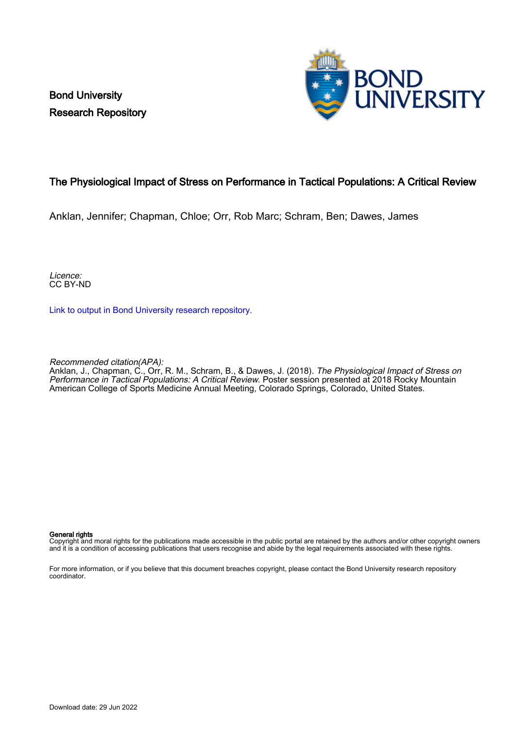Bond University
Research Repository

# The Physiological Impact of Stress on Performance in Tactical Populations: A Critical Review

Anklan, Jennifer; Chapman, Chloe; Orr, Rob Marc; Schram, Ben; Dawes, James

*Licence:*
CC BY-ND

[Link to output in Bond University research repository.]

*Recommended citation(APA):*
Anklan, J., Chapman, C., Orr, R. M., Schram, B., & Dawes, J. (2018). *The Physiological Impact of Stress on Performance in Tactical Populations: A Critical Review*. Poster session presented at 2018 Rocky Mountain American College of Sports Medicine Annual Meeting, Colorado Springs, Colorado, United States.

**General rights**
Copyright and moral rights for the publications made accessible in the public portal are retained by the authors and/or other copyright owners and it is a condition of accessing publications that users recognise and abide by the legal requirements associated with these rights.

For more information, or if you believe that this document breaches copyright, please contact the Bond University research repository coordinator.

Download date: 29 Jun 2022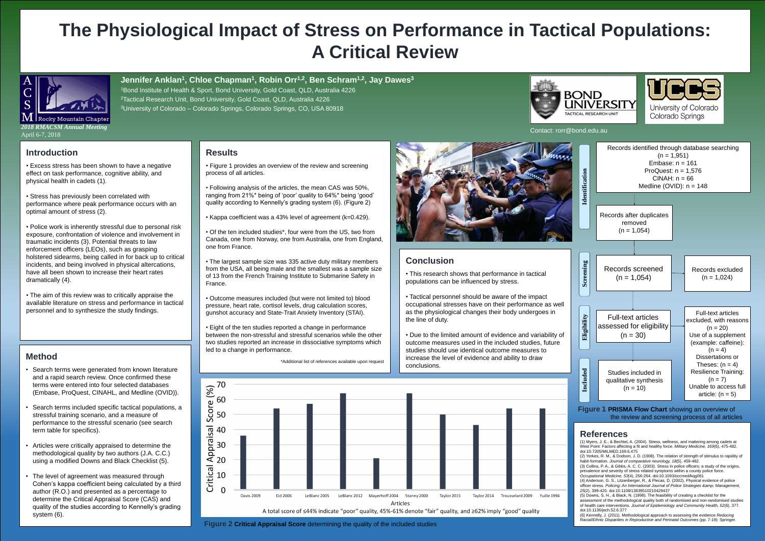# The Physiological Impact of Stress on Performance in Tactical Populations: A Critical Review

**Jennifer Anklan[1], Chloe Chapman[1], Robin Orr[1,2], Ben Schram[1,2], Jay Dawes[3]**

[1]Bond Institute of Health & Sport, Bond University, Gold Coast, QLD, Australia 4226
[2]Tactical Research Unit, Bond University, Gold Coast, QLD, Australia 4226
[3]University of Colorado – Colorado Springs, Colorado Springs, CO, USA 80918

ACSM Rocky Mountain Chapter
*2018 RMACSM Annual Meeting*
April 6-7, 2018

BOND UNIVERSITY TACTICAL RESEARCH UNIT

UCCS University of Colorado Colorado Springs

Contact: rorr@bond.edu.au

## Introduction

- Excess stress has been shown to have a negative effect on task performance, cognitive ability, and physical health in cadets (1).
- Stress has previously been correlated with performance where peak performance occurs with an optimal amount of stress (2).
- Police work is inherently stressful due to personal risk exposure, confrontation of violence and involvement in traumatic incidents (3). Potential threats to law enforcement officers (LEOs), such as grasping holstered sidearms, being called in for back up to critical incidents, and being involved in physical altercations, have all been shown to increase their heart rates dramatically (4).
- The aim of this review was to critically appraise the available literature on stress and performance in tactical personnel and to synthesize the study findings.

## Method

- Search terms were generated from known literature and a rapid search review. Once confirmed these terms were entered into four selected databases (Embase, ProQuest, CINAHL, and Medline (OVID)).
- Search terms included specific tactical populations, a stressful training scenario, and a measure of performance to the stressful scenario (see search term table for specifics).
- Articles were critically appraised to determine the methodological quality by two authors (J.A. C.C.) using a modified Downs and Black Checklist (5).
- The level of agreement was measured through Cohen's kappa coefficient being calculated by a third author (R.O.) and presented as a percentage to determine the Critical Appraisal Score (CAS) and quality of the studies according to Kennelly's grading system (6).

## Results

- Figure 1 provides an overview of the review and screening process of all articles.
- Following analysis of the articles, the mean CAS was 50%, ranging from 21%* being of 'poor' quality to 64%* being 'good' quality according to Kennelly's grading system (6). (Figure 2)
- Kappa coefficient was a 43% level of agreement (k=0.429).
- Of the ten included studies*, four were from the US, two from Canada, one from Norway, one from Australia, one from England, one from France.
- The largest sample size was 335 active duty military members from the USA, all being male and the smallest was a sample size of 13 from the French Training Institute to Submarine Safety in France.
- Outcome measures included (but were not limited to) blood pressure, heart rate, cortisol levels, drug calculation scores, gunshot accuracy and State-Trait Anxiety Inventory (STAI).
- Eight of the ten studies reported a change in performance between the non-stressful and stressful scenarios while the other two studies reported an increase in dissociative symptoms which led to a change in performance.

*Additional list of references available upon request

Critical Appraisal Score (%)
0 10 20 30 40 50 60 70
Davis 2009, Eid 2006, LeBlanc 2005, LeBlanc 2012, Mayerhoff 2004, Stanny 2000, Taylor 2015, Taylor 2014, Trousselard 2009, Yuille 1994
Articles
A total score of ≤44% indicate "poor" quality, 45%-61% denote "fair" quality, and ≥62% imply "good" quality

**Figure 2 Critical Appraisal Score** determining the quality of the included studies

## Conclusion

- This research shows that performance in tactical populations can be influenced by stress.
- Tactical personnel should be aware of the impact occupational stresses have on their performance as well as the physiological changes their body undergoes in the line of duty.
- Due to the limited amount of evidence and variability of outcome measures used in the included studies, future studies should use identical outcome measures to increase the level of evidence and ability to draw conclusions.

Identification

Records identified through database searching (n = 1,951)
Embase: n = 161
ProQuest: n = 1,576
CINAH: n = 66
Medline (OVID): n = 148

Records after duplicates removed (n = 1,054)

Screening

Records screened (n = 1,054)

Records excluded (n = 1,024)

Eligibility

Full-text articles assessed for eligibility (n = 30)

Full-text articles excluded, with reasons (n = 20)
Use of a supplement (example: caffeine): (n = 4)
Dissertations or Theses: (n = 4)
Resilience Training: (n = 7)
Unable to access full article: (n = 5)

Included

Studies included in qualitative synthesis (n = 10)

**Figure 1 PRISMA Flow Chart** showing an overview of the review and screening process of all articles

## References

(1) Myers, J. E., & Bechtel, A. (2004). Stress, wellness, and mattering among cadets at West Point: Factors affecting a fit and healthy force. *Military Medicine, 169*(6), 475-482. doi:10.7205/MILMED.169.6.475

(2) Yerkes, R. M., & Dodson, J. D. (1908). The relation of strength of stimulus to rapidity of habit-formation. *Journal of comparative neurology, 18*(5), 459-482.

(3) Collins, P. A., & Gibbs, A. C. C. (2003). Stress in police officers: a study of the origins, prevalence and severity of stress related symptoms within a county police force. *Occupational Medicine, 53*(4), 256-264. doi:10.1093/occmed/kqg061

(4) Anderson, G. S., Litzenberger, R., & Plecas, D. (2002). Physical evidence of police officer stress. *Policing: An International Journal of Police Strategies &amp; Management, 25*(2), 399-420. doi:10.1108/13639510210429437

(5) Downs, S. H., & Black, N. (1998). The feasibility of creating a checklist for the assessment of the methodological quality both of randomised and non-randomised studies of health care interventions. *Journal of Epidemiology and Community Health, 52*(6), 377. doi:10.1136/jech.52.6.377

(6) Kennelly, J. (2011). Methodological approach to assessing the evidence *Reducing Racial/Ethnic Disparities in Reproductive and Perinatal Outcomes* (pp. 7-19): Springer.